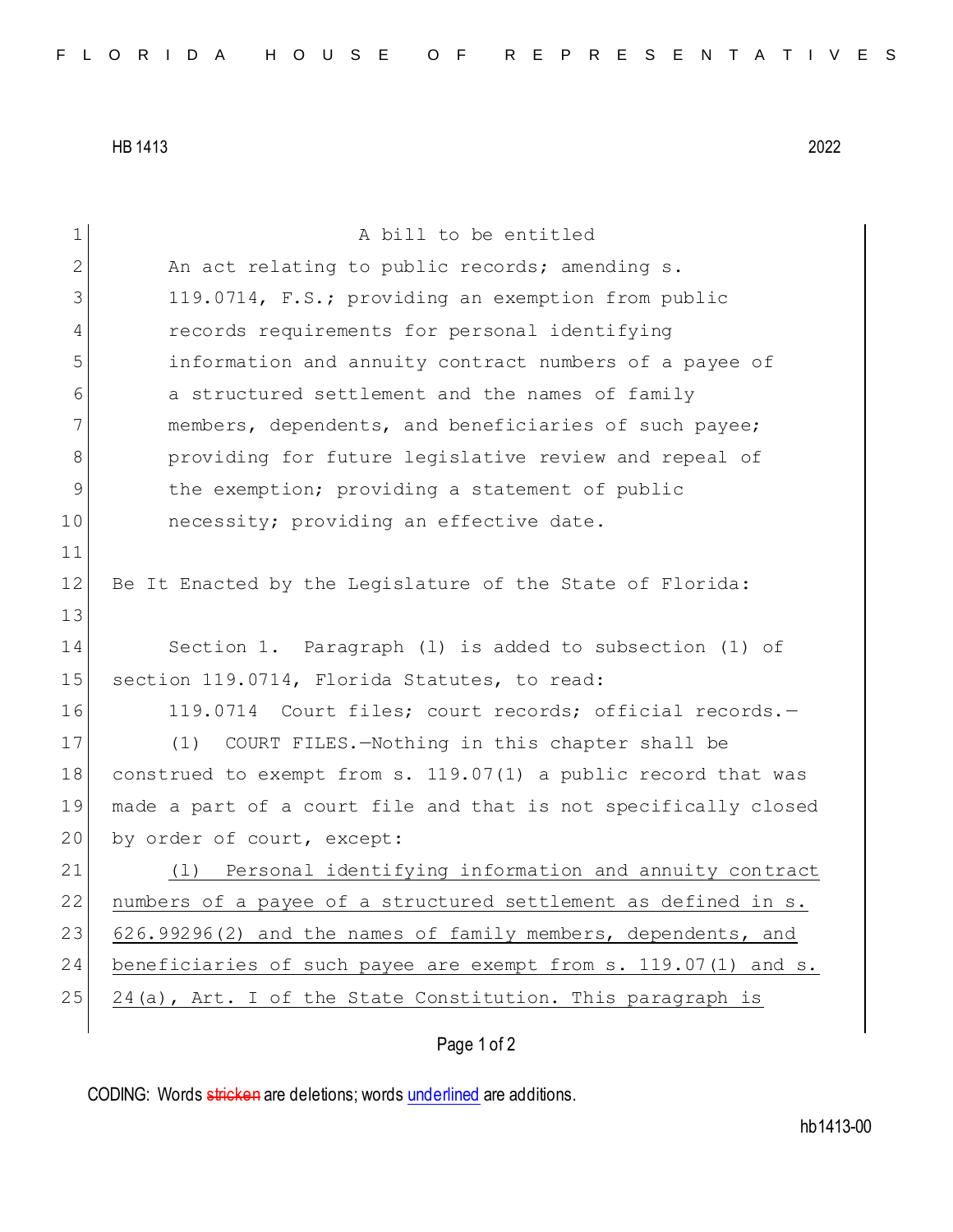A bill to be entitled

An act relating to public records; amending s. 119.0714, F.S.; providing an exemption from public records requirements for personal identifying information and annuity contract numbers of a payee of a structured settlement and the names of family members, dependents, and beneficiaries of such payee; providing for future legislative review and repeal of the exemption; providing a statement of public necessity; providing an effective date.

Be It Enacted by the Legislature of the State of Florida:

Section 1. Paragraph (l) is added to subsection (1) of section 119.0714, Florida Statutes, to read:

119.0714 Court files; court records; official records.—

(1) COURT FILES.—Nothing in this chapter shall be construed to exempt from s. 119.07(1) a public record that was made a part of a court file and that is not specifically closed by order of court, except:

<u>(l) Personal identifying information and annuity contract numbers of a payee of a structured settlement as defined in s. 626.99296(2) and the names of family members, dependents, and beneficiaries of such payee are exempt from s. 119.07(1) and s. 24(a), Art. I of the State Constitution. This paragraph is</u>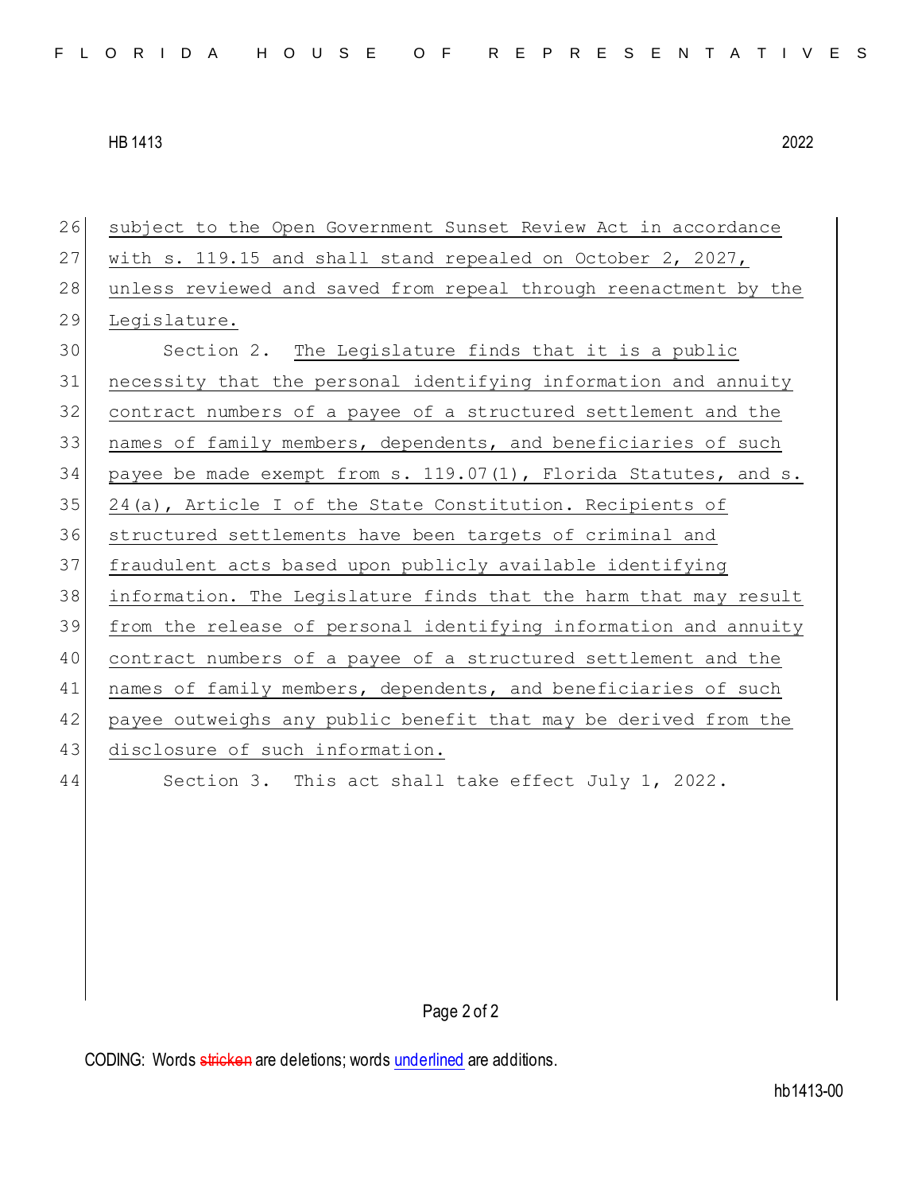subject to the Open Government Sunset Review Act in accordance with s. 119.15 and shall stand repealed on October 2, 2027, unless reviewed and saved from repeal through reenactment by the Legislature.

Section 2. The Legislature finds that it is a public necessity that the personal identifying information and annuity contract numbers of a payee of a structured settlement and the names of family members, dependents, and beneficiaries of such payee be made exempt from s. 119.07(1), Florida Statutes, and s. 24(a), Article I of the State Constitution. Recipients of structured settlements have been targets of criminal and fraudulent acts based upon publicly available identifying information. The Legislature finds that the harm that may result from the release of personal identifying information and annuity contract numbers of a payee of a structured settlement and the names of family members, dependents, and beneficiaries of such payee outweighs any public benefit that may be derived from the disclosure of such information.

Section 3. This act shall take effect July 1, 2022.